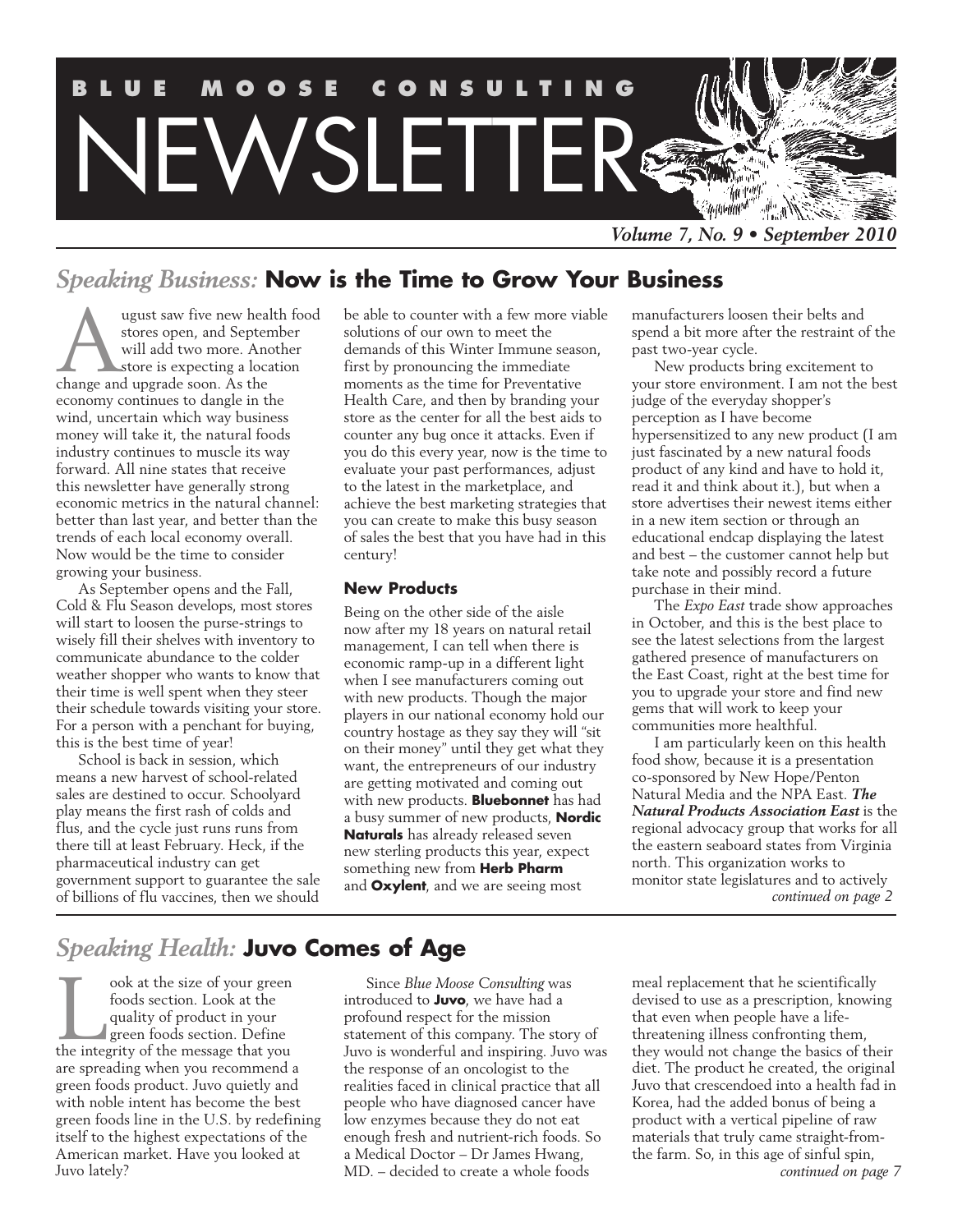# BLUE MOOSE CONSULTING NEWSLETTER

*Volume 7, No. 9 • September 2010*

## *Speaking Business:* Now is the Time to Grow Your Business

August saw five new health food stores open, and September will add two more. Another store is expecting a location change and upgrade soon. As the economy continues to dangle in the wind, uncertain which way business money will take it, the natural foods industry continues to muscle its way forward. All nine states that receive this newsletter have generally strong economic metrics in the natural channel: better than last year, and better than the trends of each local economy overall. Now would be the time to consider growing your business.

As September opens and the Fall, Cold & Flu Season develops, most stores will start to loosen the purse-strings to wisely fill their shelves with inventory to communicate abundance to the colder weather shopper who wants to know that their time is well spent when they steer their schedule towards visiting your store. For a person with a penchant for buying, this is the best time of year!

School is back in session, which means a new harvest of school-related sales are destined to occur. Schoolyard play means the first rash of colds and flus, and the cycle just runs runs from there till at least February. Heck, if the pharmaceutical industry can get government support to guarantee the sale of billions of flu vaccines, then we should be able to counter with a few more viable solutions of our own to meet the demands of this Winter Immune season, first by pronouncing the immediate moments as the time for Preventative Health Care, and then by branding your store as the center for all the best aids to counter any bug once it attacks. Even if you do this every year, now is the time to evaluate your past performances, adjust to the latest in the marketplace, and achieve the best marketing strategies that you can create to make this busy season of sales the best that you have had in this century!

### New Products

Being on the other side of the aisle now after my 18 years on natural retail management, I can tell when there is economic ramp-up in a different light when I see manufacturers coming out with new products. Though the major players in our national economy hold our country hostage as they say they will "sit on their money" until they get what they want, the entrepreneurs of our industry are getting motivated and coming out with new products. **Bluebonnet** has had a busy summer of new products, **Nordic Naturals** has already released seven new sterling products this year, expect something new from **Herb Pharm** and **Oxylent**, and we are seeing most manufacturers loosen their belts and spend a bit more after the restraint of the past two-year cycle.

New products bring excitement to your store environment. I am not the best judge of the everyday shopper's perception as I have become hypersensitized to any new product (I am just fascinated by a new natural foods product of any kind and have to hold it, read it and think about it.), but when a store advertises their newest items either in a new item section or through an educational endcap displaying the latest and best – the customer cannot help but take note and possibly record a future purchase in their mind.

The *Expo East* trade show approaches in October, and this is the best place to see the latest selections from the largest gathered presence of manufacturers on the East Coast, right at the best time for you to upgrade your store and find new gems that will work to keep your communities more healthful.

I am particularly keen on this health food show, because it is a presentation co-sponsored by New Hope/Penton Natural Media and the NPA East. ***The Natural Products Association East*** is the regional advocacy group that works for all the eastern seaboard states from Virginia north. This organization works to monitor state legislatures and to actively

*continued on page 2*

## *Speaking Health:* Juvo Comes of Age

Look at the size of your green foods section. Look at the quality of product in your green foods section. Define the integrity of the message that you are spreading when you recommend a green foods product. Juvo quietly and with noble intent has become the best green foods line in the U.S. by redefining itself to the highest expectations of the American market. Have you looked at Juvo lately?

Since *Blue Moose Consulting* was introduced to **Juvo**, we have had a profound respect for the mission statement of this company. The story of Juvo is wonderful and inspiring. Juvo was the response of an oncologist to the realities faced in clinical practice that all people who have diagnosed cancer have low enzymes because they do not eat enough fresh and nutrient-rich foods. So a Medical Doctor – Dr James Hwang, MD. – decided to create a whole foods meal replacement that he scientifically devised to use as a prescription, knowing that even when people have a life-threatening illness confronting them, they would not change the basics of their diet. The product he created, the original Juvo that crescendoed into a health fad in Korea, had the added bonus of being a product with a vertical pipeline of raw materials that truly came straight-from-the farm. So, in this age of sinful spin,

*continued on page 7*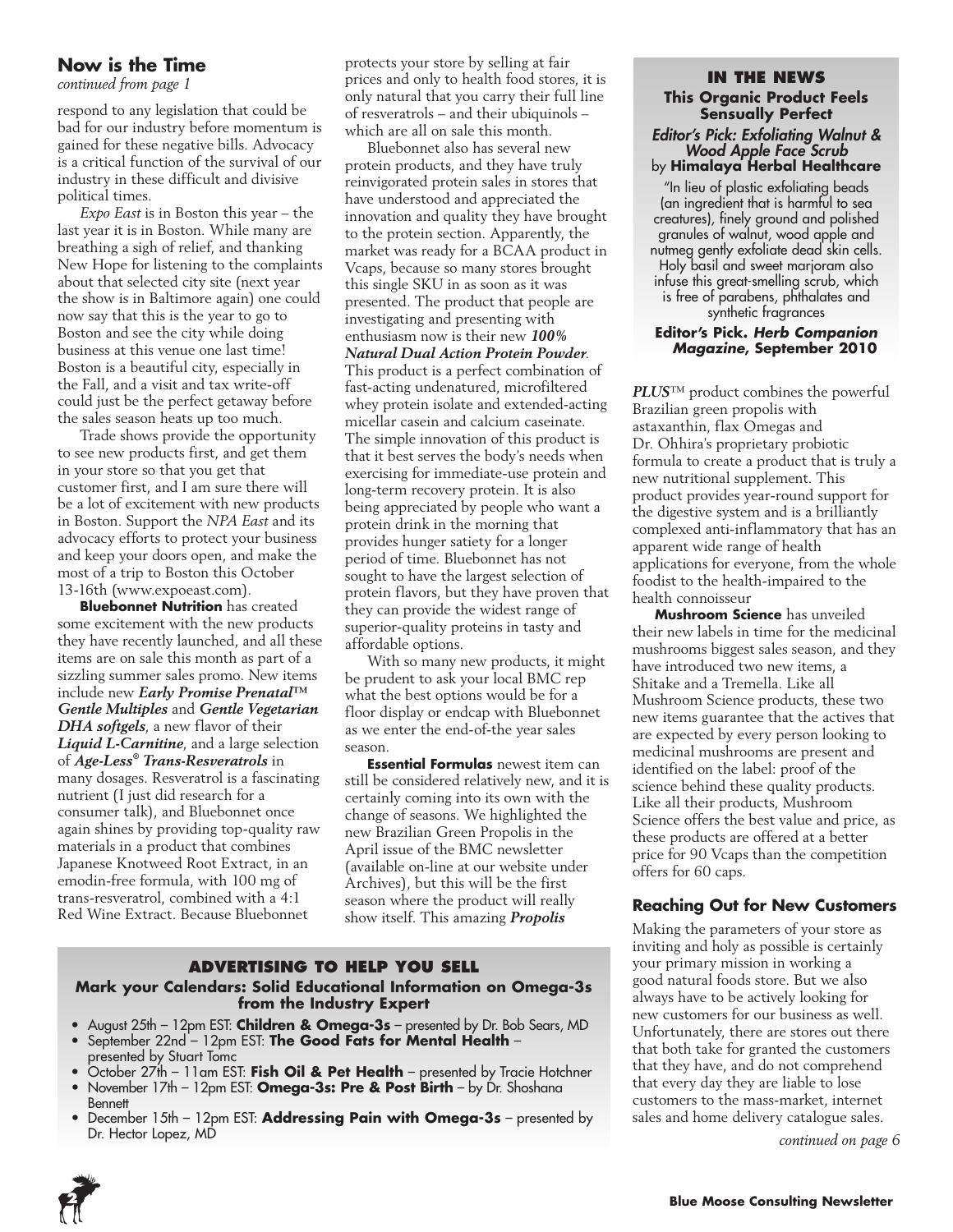## Now is the Time

*continued from page 1*

respond to any legislation that could be bad for our industry before momentum is gained for these negative bills. Advocacy is a critical function of the survival of our industry in these difficult and divisive political times.

*Expo East* is in Boston this year – the last year it is in Boston. While many are breathing a sigh of relief, and thanking New Hope for listening to the complaints about that selected city site (next year the show is in Baltimore again) one could now say that this is the year to go to Boston and see the city while doing business at this venue one last time! Boston is a beautiful city, especially in the Fall, and a visit and tax write-off could just be the perfect getaway before the sales season heats up too much.

Trade shows provide the opportunity to see new products first, and get them in your store so that you get that customer first, and I am sure there will be a lot of excitement with new products in Boston. Support the *NPA East* and its advocacy efforts to protect your business and keep your doors open, and make the most of a trip to Boston this October 13-16th (www.expoeast.com).

**Bluebonnet Nutrition** has created some excitement with the new products they have recently launched, and all these items are on sale this month as part of a sizzling summer sales promo. New items include new ***Early Promise Prenatal™ Gentle Multiples*** and ***Gentle Vegetarian DHA softgels***, a new flavor of their ***Liquid L-Carnitine***, and a large selection of ***Age-Less® Trans-Resveratrols*** in many dosages. Resveratrol is a fascinating nutrient (I just did research for a consumer talk), and Bluebonnet once again shines by providing top-quality raw materials in a product that combines Japanese Knotweed Root Extract, in an emodin-free formula, with 100 mg of trans-resveratrol, combined with a 4:1 Red Wine Extract. Because Bluebonnet protects your store by selling at fair prices and only to health food stores, it is only natural that you carry their full line of resveratrols – and their ubiquinols – which are all on sale this month.

Bluebonnet also has several new protein products, and they have truly reinvigorated protein sales in stores that have understood and appreciated the innovation and quality they have brought to the protein section. Apparently, the market was ready for a BCAA product in Vcaps, because so many stores brought this single SKU in as soon as it was presented. The product that people are investigating and presenting with enthusiasm now is their new ***100% Natural Dual Action Protein Powder***. This product is a perfect combination of fast-acting undenatured, microfiltered whey protein isolate and extended-acting micellar casein and calcium caseinate. The simple innovation of this product is that it best serves the body's needs when exercising for immediate-use protein and long-term recovery protein. It is also being appreciated by people who want a protein drink in the morning that provides hunger satiety for a longer period of time. Bluebonnet has not sought to have the largest selection of protein flavors, but they have proven that they can provide the widest range of superior-quality proteins in tasty and affordable options.

With so many new products, it might be prudent to ask your local BMC rep what the best options would be for a floor display or endcap with Bluebonnet as we enter the end-of-the year sales season.

**Essential Formulas** newest item can still be considered relatively new, and it is certainly coming into its own with the change of seasons. We highlighted the new Brazilian Green Propolis in the April issue of the BMC newsletter (available on-line at our website under Archives), but this will be the first season where the product will really show itself. This amazing ***Propolis PLUS™*** product combines the powerful Brazilian green propolis with astaxanthin, flax Omegas and Dr. Ohhira's proprietary probiotic formula to create a product that is truly a new nutritional supplement. This product provides year-round support for the digestive system and is a brilliantly complexed anti-inflammatory that has an apparent wide range of health applications for everyone, from the whole foodist to the health-impaired to the health connoisseur

**Mushroom Science** has unveiled their new labels in time for the medicinal mushrooms biggest sales season, and they have introduced two new items, a Shitake and a Tremella. Like all Mushroom Science products, these two new items guarantee that the actives that are expected by every person looking to medicinal mushrooms are present and identified on the label: proof of the science behind these quality products. Like all their products, Mushroom Science offers the best value and price, as these products are offered at a better price for 90 Vcaps than the competition offers for 60 caps.

### Reaching Out for New Customers

Making the parameters of your store as inviting and holy as possible is certainly your primary mission in working a good natural foods store. But we also always have to be actively looking for new customers for our business as well. Unfortunately, there are stores out there that both take for granted the customers that they have, and do not comprehend that every day they are liable to lose customers to the mass-market, internet sales and home delivery catalogue sales.

*continued on page 6*

---

### IN THE NEWS

**This Organic Product Feels Sensually Perfect**

***Editor's Pick: Exfoliating Walnut & Wood Apple Face Scrub*** by **Himalaya Herbal Healthcare**

"In lieu of plastic exfoliating beads (an ingredient that is harmful to sea creatures), finely ground and polished granules of walnut, wood apple and nutmeg gently exfoliate dead skin cells. Holy basil and sweet marjoram also infuse this great-smelling scrub, which is free of parabens, phthalates and synthetic fragrances

**Editor's Pick. *Herb Companion Magazine*, September 2010**

---

### ADVERTISING TO HELP YOU SELL

**Mark your Calendars: Solid Educational Information on Omega-3s from the Industry Expert**

- August 25th – 12pm EST: **Children & Omega-3s** – presented by Dr. Bob Sears, MD
- September 22nd – 12pm EST: **The Good Fats for Mental Health** – presented by Stuart Tomc
- October 27th – 11am EST: **Fish Oil & Pet Health** – presented by Tracie Hotchner
- November 17th – 12pm EST: **Omega-3s: Pre & Post Birth** – by Dr. Shoshana Bennett
- December 15th – 12pm EST: **Addressing Pain with Omega-3s** – presented by Dr. Hector Lopez, MD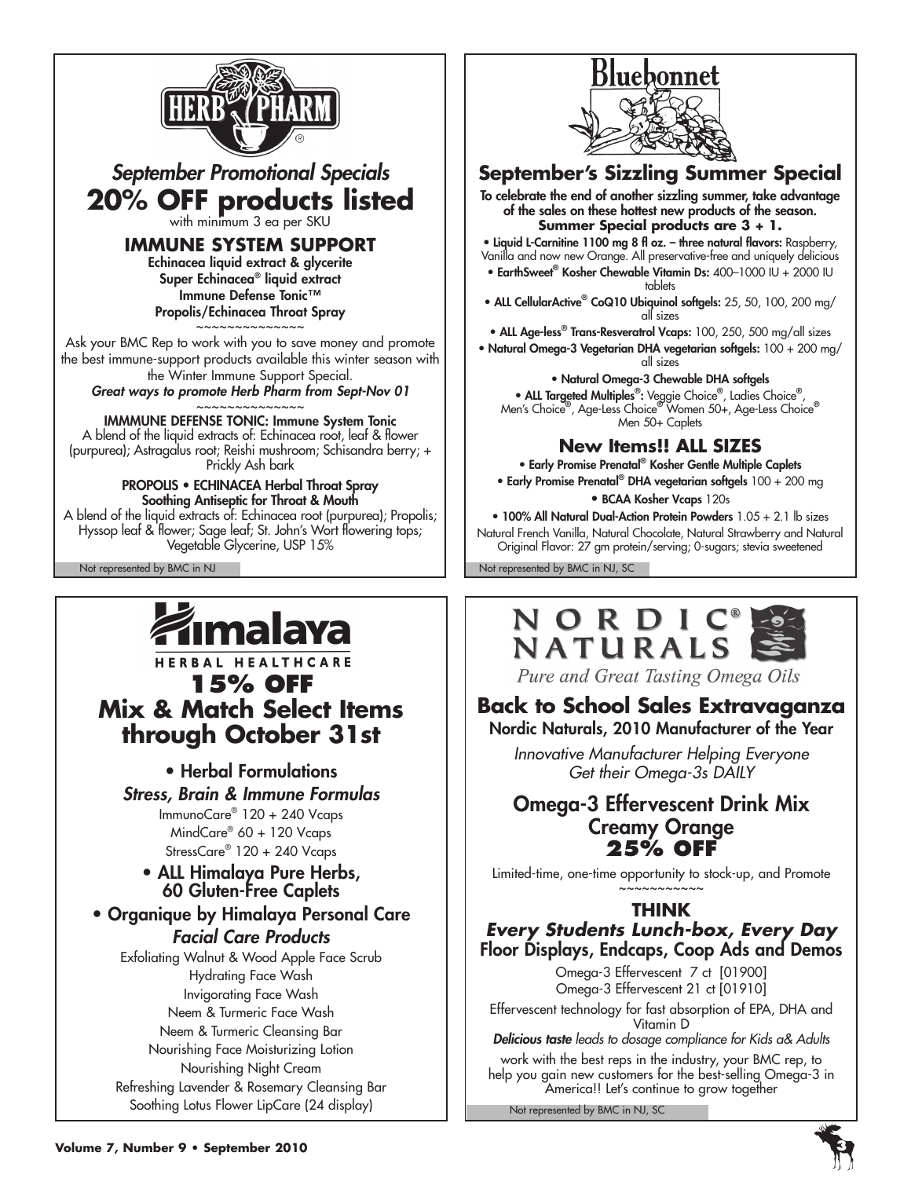## HERB PHARM

*September Promotional Specials*

# 20% OFF products listed

with minimum 3 ea per SKU

### IMMUNE SYSTEM SUPPORT

**Echinacea liquid extract & glycerite**
**Super Echinacea® liquid extract**
**Immune Defense Tonic™**
**Propolis/Echinacea Throat Spray**

~~~~~~~~~~~~~~~

Ask your BMC Rep to work with you to save money and promote the best immune-support products available this winter season with the Winter Immune Support Special.

***Great ways to promote Herb Pharm from Sept-Nov 01***

~~~~~~~~~~~~~~~

**IMMMUNE DEFENSE TONIC: Immune System Tonic**
A blend of the liquid extracts of: Echinacea root, leaf & flower (purpurea); Astragalus root; Reishi mushroom; Schisandra berry; + Prickly Ash bark

**PROPOLIS • ECHINACEA Herbal Throat Spray**
**Soothing Antiseptic for Throat & Mouth**
A blend of the liquid extracts of: Echinacea root (purpurea); Propolis; Hyssop leaf & flower; Sage leaf; St. John's Wort flowering tops; Vegetable Glycerine, USP 15%

Not represented by BMC in NJ

---

## Bluebonnet

### September's Sizzling Summer Special

**To celebrate the end of another sizzling summer, take advantage of the sales on these hottest new products of the season.**
**Summer Special products are 3 + 1.**

- **Liquid L-Carnitine 1100 mg 8 fl oz. – three natural flavors:** Raspberry, Vanilla and now new Orange. All preservative-free and uniquely delicious
- **EarthSweet® Kosher Chewable Vitamin Ds:** 400–1000 IU + 2000 IU tablets
- **ALL CellularActive® CoQ10 Ubiquinol softgels:** 25, 50, 100, 200 mg/ all sizes
- **ALL Age-less® Trans-Resveratrol Vcaps:** 100, 250, 500 mg/all sizes
- **Natural Omega-3 Vegetarian DHA vegetarian softgels:** 100 + 200 mg/ all sizes
- **Natural Omega-3 Chewable DHA softgels**
- **ALL Targeted Multiples®:** Veggie Choice®, Ladies Choice®, Men's Choice®, Age-Less Choice® Women 50+, Age-Less Choice® Men 50+ Caplets

### New Items!! ALL SIZES

- **Early Promise Prenatal® Kosher Gentle Multiple Caplets**
- **Early Promise Prenatal® DHA vegetarian softgels** 100 + 200 mg
- **BCAA Kosher Vcaps** 120s
- **100% All Natural Dual-Action Protein Powders** 1.05 + 2.1 lb sizes

Natural French Vanilla, Natural Chocolate, Natural Strawberry and Natural Original Flavor: 27 gm protein/serving; 0-sugars; stevia sweetened

Not represented by BMC in NJ, SC

---

## Himalaya HERBAL HEALTHCARE

# 15% OFF
# Mix & Match Select Items through October 31st

- **Herbal Formulations**

*Stress, Brain & Immune Formulas*
ImmunoCare® 120 + 240 Vcaps
MindCare® 60 + 120 Vcaps
StressCare® 120 + 240 Vcaps

- **ALL Himalaya Pure Herbs, 60 Gluten-Free Caplets**
- **Organique by Himalaya Personal Care**

*Facial Care Products*
Exfoliating Walnut & Wood Apple Face Scrub
Hydrating Face Wash
Invigorating Face Wash
Neem & Turmeric Face Wash
Neem & Turmeric Cleansing Bar
Nourishing Face Moisturizing Lotion
Nourishing Night Cream
Refreshing Lavender & Rosemary Cleansing Bar
Soothing Lotus Flower LipCare (24 display)

---

## NORDIC® NATURALS

*Pure and Great Tasting Omega Oils*

### Back to School Sales Extravaganza

Nordic Naturals, 2010 Manufacturer of the Year

*Innovative Manufacturer Helping Everyone Get their Omega-3s DAILY*

### Omega-3 Effervescent Drink Mix Creamy Orange **25% OFF**

Limited-time, one-time opportunity to stock-up, and Promote

~~~~~~~~~~~

**THINK**
***Every Students Lunch-box, Every Day***
Floor Displays, Endcaps, Coop Ads and Demos

Omega-3 Effervescent 7 ct [01900]
Omega-3 Effervescent 21 ct [01910]

Effervescent technology for fast absorption of EPA, DHA and Vitamin D

***Delicious taste*** *leads to dosage compliance for Kids a& Adults*

work with the best reps in the industry, your BMC rep, to help you gain new customers for the best-selling Omega-3 in America!! Let's continue to grow together

Not represented by BMC in NJ, SC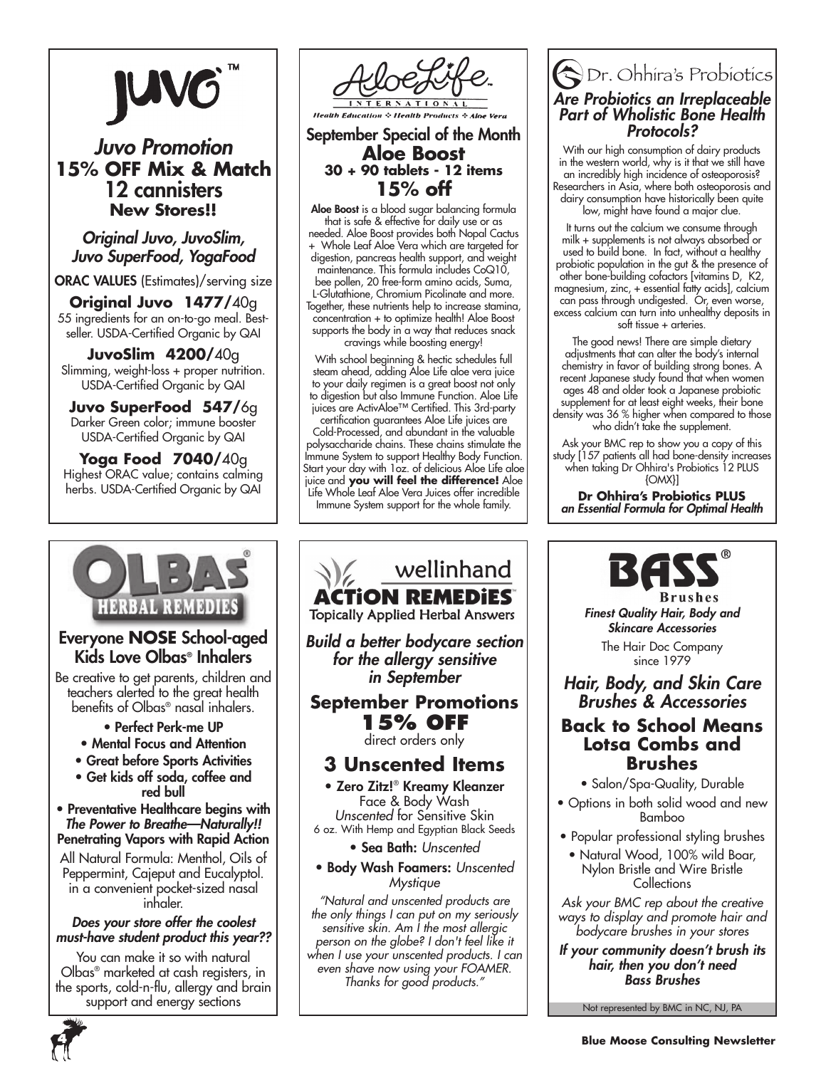# JUVO™

## *Juvo Promotion*
## 15% OFF Mix & Match 12 cannisters
### New Stores!!

*Original Juvo, JuvoSlim, Juvo SuperFood, YogaFood*

**ORAC VALUES** (Estimates)/serving size

**Original Juvo 1477/**40g
55 ingredients for an on-to-go meal. Best-seller. USDA-Certified Organic by QAI

**JuvoSlim 4200/**40g
Slimming, weight-loss + proper nutrition. USDA-Certified Organic by QAI

**Juvo SuperFood 547/**6g
Darker Green color; immune booster USDA-Certified Organic by QAI

**Yoga Food 7040/**40g
Highest ORAC value; contains calming herbs. USDA-Certified Organic by QAI

---

# AloeLife International

*Health Education ✣ Health Products ✣ Aloe Vera*

## September Special of the Month
## Aloe Boost
### 30 + 90 tablets - 12 items
## 15% off

**Aloe Boost** is a blood sugar balancing formula that is safe & effective for daily use or as needed. Aloe Boost provides both Nopal Cactus + Whole Leaf Aloe Vera which are targeted for digestion, pancreas health support, and weight maintenance. This formula includes CoQ10, bee pollen, 20 free-form amino acids, Suma, L-Glutathione, Chromium Picolinate and more. Together, these nutrients help to increase stamina, concentration + to optimize health! Aloe Boost supports the body in a way that reduces snack cravings while boosting energy!

With school beginning & hectic schedules full steam ahead, adding Aloe Life aloe vera juice to your daily regimen is a great boost not only to digestion but also Immune Function. Aloe Life juices are ActivAloe™ Certified. This 3rd-party certification guarantees Aloe Life juices are Cold-Processed, and abundant in the valuable polysaccharide chains. These chains stimulate the Immune System to support Healthy Body Function. Start your day with 1oz. of delicious Aloe Life aloe juice and **you will feel the difference!** Aloe Life Whole Leaf Aloe Vera Juices offer incredible Immune System support for the whole family.

---

# Dr. Ohhira's Probiotics

## *Are Probiotics an Irreplaceable Part of Wholistic Bone Health Protocols?*

With our high consumption of dairy products in the western world, why is it that we still have an incredibly high incidence of osteoporosis? Researchers in Asia, where both osteoporosis and dairy consumption have historically been quite low, might have found a major clue.

It turns out the calcium we consume through milk + supplements is not always absorbed or used to build bone. In fact, without a healthy probiotic population in the gut & the presence of other bone-building cofactors [vitamins D, K2, magnesium, zinc, + essential fatty acids], calcium can pass through undigested. Or, even worse, excess calcium can turn into unhealthy deposits in soft tissue + arteries.

The good news! There are simple dietary adjustments that can alter the body's internal chemistry in favor of building strong bones. A recent Japanese study found that when women ages 48 and older took a Japanese probiotic supplement for at least eight weeks, their bone density was 36 % higher when compared to those who didn't take the supplement.

Ask your BMC rep to show you a copy of this study [157 patients all had bone-density increases when taking Dr Ohhira's Probiotics 12 PLUS {OMX}]

**Dr Ohhira's Probiotics PLUS**
*an Essential Formula for Optimal Health*

---

# OLBAS® HERBAL REMEDIES

## Everyone **NOSE** School-aged Kids Love Olbas® Inhalers

Be creative to get parents, children and teachers alerted to the great health benefits of Olbas® nasal inhalers.

- **Perfect Perk-me UP**
- **Mental Focus and Attention**
- **Great before Sports Activities**
- **Get kids off soda, coffee and red bull**
- **Preventative Healthcare begins with *The Power to Breathe—Naturally!!***

**Penetrating Vapors with Rapid Action**

All Natural Formula: Menthol, Oils of Peppermint, Cajeput and Eucalyptol. in a convenient pocket-sized nasal inhaler.

***Does your store offer the coolest must-have student product this year??***

You can make it so with natural Olbas® marketed at cash registers, in the sports, cold-n-flu, allergy and brain support and energy sections

---

# wellinhand ACTiON REMEDiES™

Topically Applied Herbal Answers

*Build a better bodycare section for the allergy sensitive in September*

## September Promotions
## 15% OFF
direct orders only

## 3 Unscented Items

- **Zero Zitz!® Kreamy Kleanzer**
  Face & Body Wash
  *Unscented* for Sensitive Skin
  6 oz. With Hemp and Egyptian Black Seeds
- **Sea Bath:** *Unscented*
- **Body Wash Foamers:** *Unscented Mystique*

*"Natural and unscented products are the only things I can put on my seriously sensitive skin. Am I the most allergic person on the globe? I don't feel like it when I use your unscented products. I can even shave now using your FOAMER. Thanks for good products."*

---

# BASS® Brushes

***Finest Quality Hair, Body and Skincare Accessories***

The Hair Doc Company since 1979

## *Hair, Body, and Skin Care Brushes & Accessories*

## Back to School Means Lotsa Combs and Brushes

- Salon/Spa-Quality, Durable
- Options in both solid wood and new Bamboo
- Popular professional styling brushes
- Natural Wood, 100% wild Boar, Nylon Bristle and Wire Bristle Collections

*Ask your BMC rep about the creative ways to display and promote hair and bodycare brushes in your stores*

***If your community doesn't brush its hair, then you don't need Bass Brushes***

Not represented by BMC in NC, NJ, PA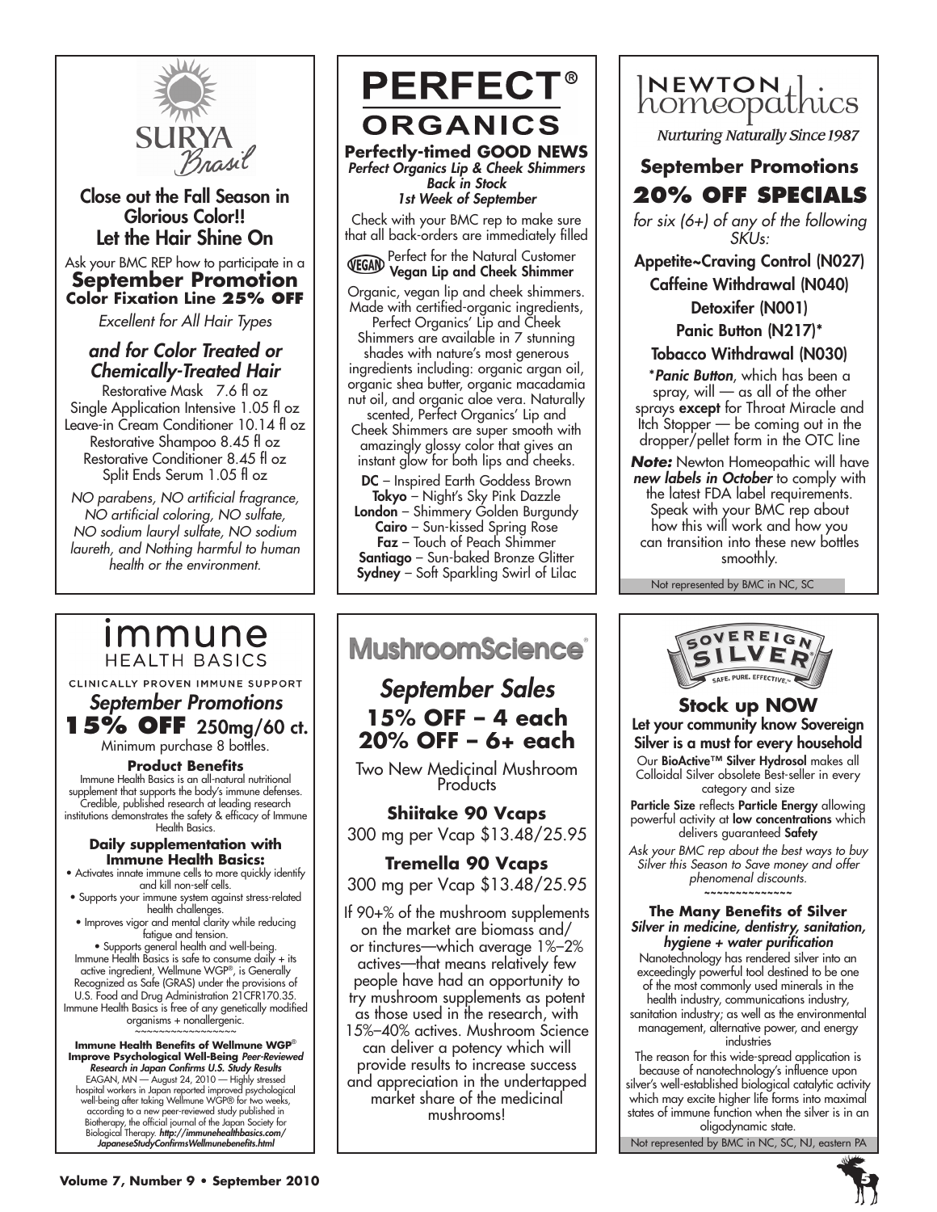## SURYA Brasil

### Close out the Fall Season in Glorious Color!! Let the Hair Shine On

Ask your BMC REP how to participate in a

**September Promotion**
**Color Fixation Line 25% OFF**

*Excellent for All Hair Types*

### *and for Color Treated or Chemically-Treated Hair*

Restorative Mask 7.6 fl oz
Single Application Intensive 1.05 fl oz
Leave-in Cream Conditioner 10.14 fl oz
Restorative Shampoo 8.45 fl oz
Restorative Conditioner 8.45 fl oz
Split Ends Serum 1.05 fl oz

*NO parabens, NO artificial fragrance, NO artificial coloring, NO sulfate, NO sodium lauryl sulfate, NO sodium laureth, and Nothing harmful to human health or the environment.*

## PERFECT® ORGANICS

**Perfectly-timed GOOD NEWS**
***Perfect Organics Lip & Cheek Shimmers Back in Stock 1st Week of September***

Check with your BMC rep to make sure that all back-orders are immediately filled

VEGAN Perfect for the Natural Customer
**Vegan Lip and Cheek Shimmer**

Organic, vegan lip and cheek shimmers. Made with certified-organic ingredients, Perfect Organics' Lip and Cheek Shimmers are available in 7 stunning shades with nature's most generous ingredients including: organic argan oil, organic shea butter, organic macadamia nut oil, and organic aloe vera. Naturally scented, Perfect Organics' Lip and Cheek Shimmers are super smooth with amazingly glossy color that gives an instant glow for both lips and cheeks.

**DC** – Inspired Earth Goddess Brown
**Tokyo** – Night's Sky Pink Dazzle
**London** – Shimmery Golden Burgundy
**Cairo** – Sun-kissed Spring Rose
**Faz** – Touch of Peach Shimmer
**Santiago** – Sun-baked Bronze Glitter
**Sydney** – Soft Sparkling Swirl of Lilac

## NEWTON homeopathics

*Nurturing Naturally Since 1987*

### September Promotions

### 20% OFF SPECIALS

*for six (6+) of any of the following SKUs:*

Appetite~Craving Control (N027)
Caffeine Withdrawal (N040)
Detoxifer (N001)
Panic Button (N217)*
Tobacco Withdrawal (N030)

**Panic Button*, which has been a spray, will — as all of the other sprays **except** for Throat Miracle and Itch Stopper — be coming out in the dropper/pellet form in the OTC line

***Note:*** Newton Homeopathic will have ***new labels in October*** to comply with the latest FDA label requirements. Speak with your BMC rep about how this will work and how you can transition into these new bottles smoothly.

Not represented by BMC in NC, SC

## immune HEALTH BASICS

CLINICALLY PROVEN IMMUNE SUPPORT

### *September Promotions*

**15% OFF** 250mg/60 ct.
Minimum purchase 8 bottles.

**Product Benefits**

Immune Health Basics is an all-natural nutritional supplement that supports the body's immune defenses. Credible, published research at leading research institutions demonstrates the safety & efficacy of Immune Health Basics.

**Daily supplementation with Immune Health Basics:**

- Activates innate immune cells to more quickly identify and kill non-self cells.
- Supports your immune system against stress-related health challenges.
- Improves vigor and mental clarity while reducing fatigue and tension.
- Supports general health and well-being.

Immune Health Basics is safe to consume daily + its active ingredient, Wellmune WGP®, is Generally Recognized as Safe (GRAS) under the provisions of U.S. Food and Drug Administration 21CFR170.35. Immune Health Basics is free of any genetically modified organisms + nonallergenic.

~~~~~~~~~~~~~~~~~

**Immune Health Benefits of Wellmune WGP® Improve Psychological Well-Being** ***Peer-Reviewed Research in Japan Confirms U.S. Study Results***

EAGAN, MN — August 24, 2010 — Highly stressed hospital workers in Japan reported improved psychological well-being after taking Wellmune WGP® for two weeks, according to a new peer-reviewed study published in Biotherapy, the official journal of the Japan Society for Biological Therapy. ***http://immunehealthbasics.com/JapaneseStudyConfirmsWellmunebenefits.html***

## MushroomScience®

### *September Sales*

**15% OFF – 4 each**
**20% OFF – 6+ each**

Two New Medicinal Mushroom Products

**Shiitake 90 Vcaps**
300 mg per Vcap $13.48/25.95

**Tremella 90 Vcaps**
300 mg per Vcap $13.48/25.95

If 90+% of the mushroom supplements on the market are biomass and/or tinctures—which average 1%–2% actives—that means relatively few people have had an opportunity to try mushroom supplements as potent as those used in the research, with 15%–40% actives. Mushroom Science can deliver a potency which will provide results to increase success and appreciation in the undertapped market share of the medicinal mushrooms!

## SOVEREIGN SILVER

SAFE. PURE. EFFECTIVE.

### Stock up NOW

**Let your community know Sovereign Silver is a must for every household**

Our **BioActive™ Silver Hydrosol** makes all Colloidal Silver obsolete Best-seller in every category and size

**Particle Size** reflects **Particle Energy** allowing powerful activity at **low concentrations** which delivers guaranteed **Safety**

*Ask your BMC rep about the best ways to buy Silver this Season to Save money and offer phenomenal discounts.*

~~~~~~~~~~~~~~

**The Many Benefits of Silver**
***Silver in medicine, dentistry, sanitation, hygiene + water purification***

Nanotechnology has rendered silver into an exceedingly powerful tool destined to be one of the most commonly used minerals in the health industry, communications industry, sanitation industry; as well as the environmental management, alternative power, and energy industries

The reason for this wide-spread application is because of nanotechnology's influence upon silver's well-established biological catalytic activity which may excite higher life forms into maximal states of immune function when the silver is in an oligodynamic state.

Not represented by BMC in NC, SC, NJ, eastern PA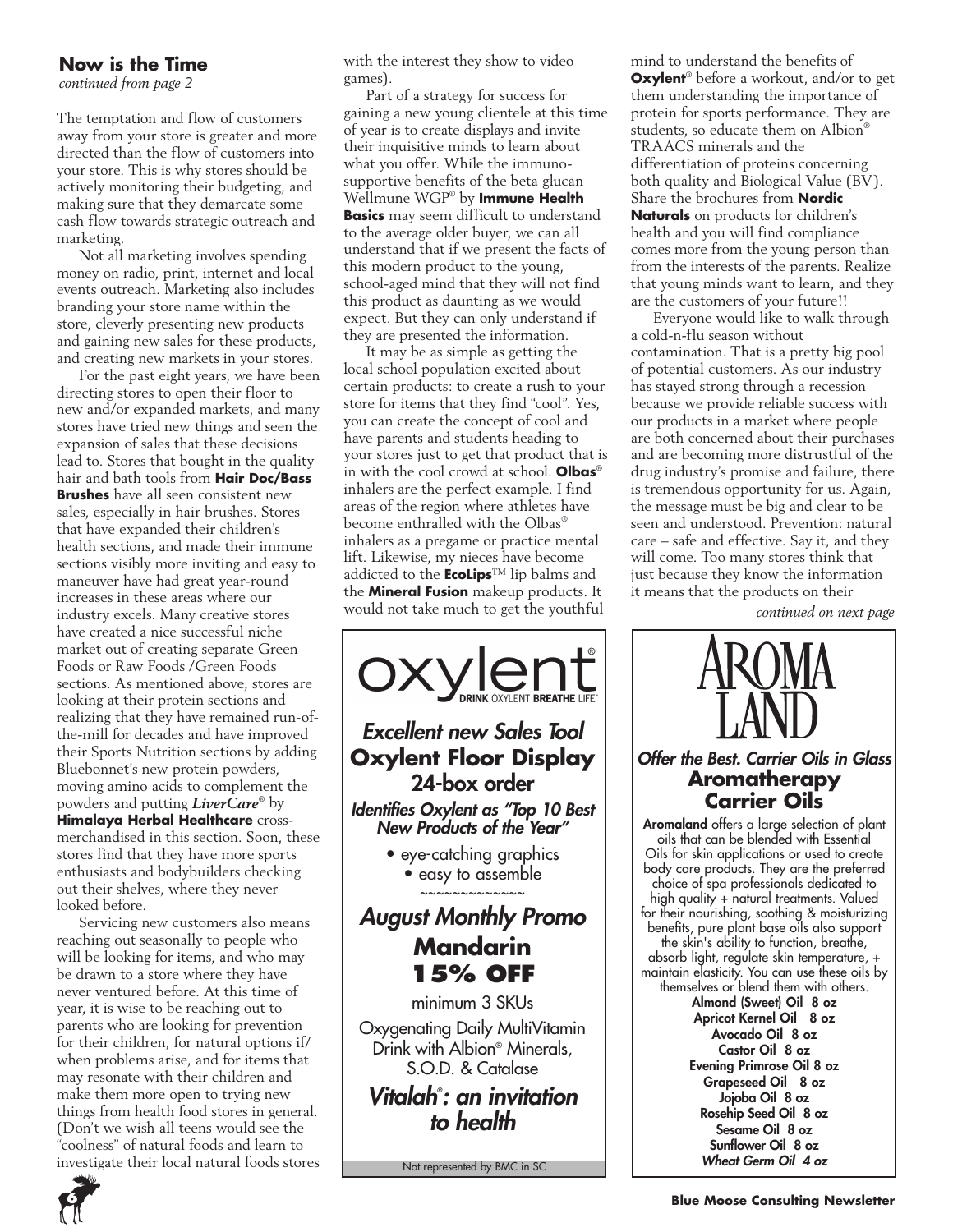## Now is the Time

*continued from page 2*

The temptation and flow of customers away from your store is greater and more directed than the flow of customers into your store. This is why stores should be actively monitoring their budgeting, and making sure that they demarcate some cash flow towards strategic outreach and marketing.

Not all marketing involves spending money on radio, print, internet and local events outreach. Marketing also includes branding your store name within the store, cleverly presenting new products and gaining new sales for these products, and creating new markets in your stores.

For the past eight years, we have been directing stores to open their floor to new and/or expanded markets, and many stores have tried new things and seen the expansion of sales that these decisions lead to. Stores that bought in the quality hair and bath tools from **Hair Doc/Bass Brushes** have all seen consistent new sales, especially in hair brushes. Stores that have expanded their children's health sections, and made their immune sections visibly more inviting and easy to maneuver have had great year-round increases in these areas where our industry excels. Many creative stores have created a nice successful niche market out of creating separate Green Foods or Raw Foods /Green Foods sections. As mentioned above, stores are looking at their protein sections and realizing that they have remained run-of-the-mill for decades and have improved their Sports Nutrition sections by adding Bluebonnet's new protein powders, moving amino acids to complement the powders and putting ***LiverCare***® by **Himalaya Herbal Healthcare** cross-merchandised in this section. Soon, these stores find that they have more sports enthusiasts and bodybuilders checking out their shelves, where they never looked before.

Servicing new customers also means reaching out seasonally to people who will be looking for items, and who may be drawn to a store where they have never ventured before. At this time of year, it is wise to be reaching out to parents who are looking for prevention for their children, for natural options if/when problems arise, and for items that may resonate with their children and make them more open to trying new things from health food stores in general. (Don't we wish all teens would see the "coolness" of natural foods and learn to investigate their local natural foods stores with the interest they show to video games).

Part of a strategy for success for gaining a new young clientele at this time of year is to create displays and invite their inquisitive minds to learn about what you offer. While the immuno-supportive benefits of the beta glucan Wellmune WGP® by **Immune Health Basics** may seem difficult to understand to the average older buyer, we can all understand that if we present the facts of this modern product to the young, school-aged mind that they will not find this product as daunting as we would expect. But they can only understand if they are presented the information.

It may be as simple as getting the local school population excited about certain products: to create a rush to your store for items that they find "cool". Yes, you can create the concept of cool and have parents and students heading to your stores just to get that product that is in with the cool crowd at school. **Olbas**® inhalers are the perfect example. I find areas of the region where athletes have become enthralled with the Olbas® inhalers as a pregame or practice mental lift. Likewise, my nieces have become addicted to the **EcoLips**™ lip balms and the **Mineral Fusion** makeup products. It would not take much to get the youthful mind to understand the benefits of **Oxylent**® before a workout, and/or to get them understanding the importance of protein for sports performance. They are students, so educate them on Albion® TRAACS minerals and the differentiation of proteins concerning both quality and Biological Value (BV). Share the brochures from **Nordic Naturals** on products for children's health and you will find compliance comes more from the young person than from the interests of the parents. Realize that young minds want to learn, and they are the customers of your future!!

Everyone would like to walk through a cold-n-flu season without contamination. That is a pretty big pool of potential customers. As our industry has stayed strong through a recession because we provide reliable success with our products in a market where people are both concerned about their purchases and are becoming more distrustful of the drug industry's promise and failure, there is tremendous opportunity for us. Again, the message must be big and clear to be seen and understood. Prevention: natural care – safe and effective. Say it, and they will come. Too many stores think that just because they know the information it means that the products on their

*continued on next page*

---

**oxylent**® DRINK OXYLENT BREATHE LIFE™

***Excellent new Sales Tool***

**Oxylent Floor Display**

**24-box order**

***Identifies Oxylent as "Top 10 Best New Products of the Year"***

- eye-catching graphics
- easy to assemble

~~~~~~~~~~~~~

***August Monthly Promo***

**Mandarin**

**15% OFF**

minimum 3 SKUs

Oxygenating Daily MultiVitamin Drink with Albion® Minerals, S.O.D. & Catalase

***Vitalah*®*: an invitation to health***

Not represented by BMC in SC

---

**AROMA LAND**

***Offer the Best. Carrier Oils in Glass***

**Aromatherapy Carrier Oils**

**Aromaland** offers a large selection of plant oils that can be blended with Essential Oils for skin applications or used to create body care products. They are the preferred choice of spa professionals dedicated to high quality + natural treatments. Valued for their nourishing, soothing & moisturizing benefits, pure plant base oils also support the skin's ability to function, breathe, absorb light, regulate skin temperature, + maintain elasticity. You can use these oils by themselves or blend them with others.

**Almond (Sweet) Oil 8 oz**
**Apricot Kernel Oil 8 oz**
**Avocado Oil 8 oz**
**Castor Oil 8 oz**
**Evening Primrose Oil 8 oz**
**Grapeseed Oil 8 oz**
**Jojoba Oil 8 oz**
**Rosehip Seed Oil 8 oz**
**Sesame Oil 8 oz**
**Sunflower Oil 8 oz**
***Wheat Germ Oil 4 oz***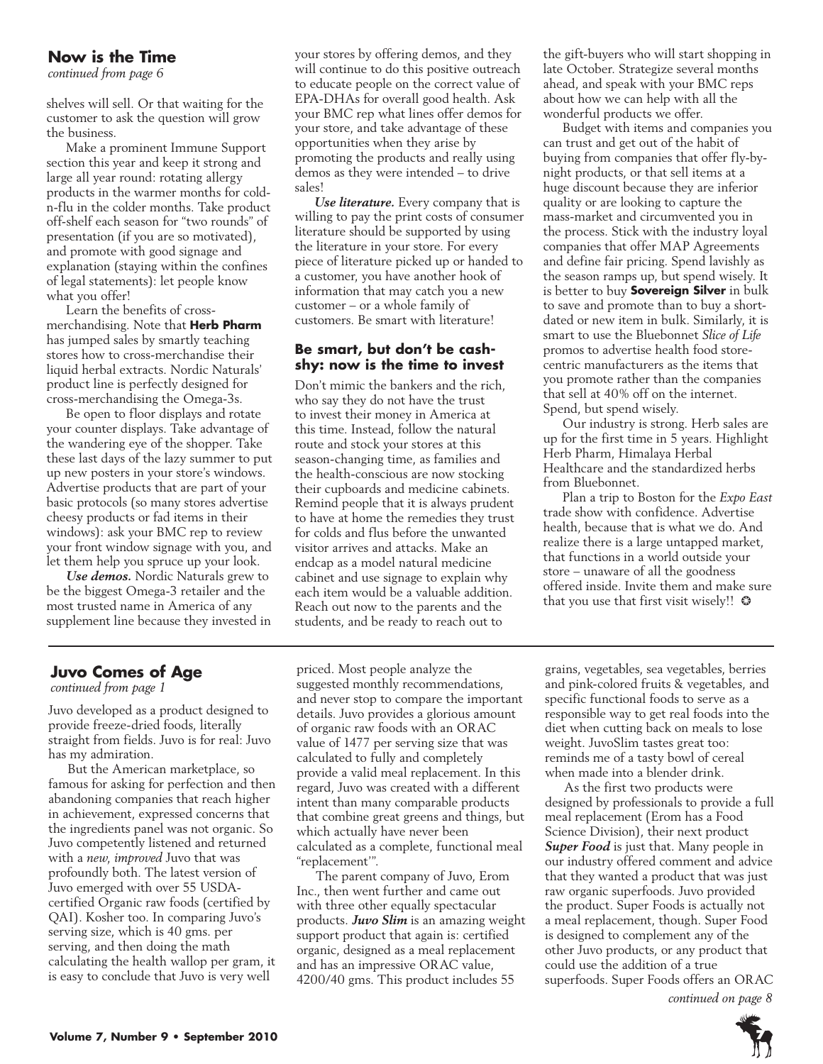## Now is the Time

*continued from page 6*

shelves will sell. Or that waiting for the customer to ask the question will grow the business.

Make a prominent Immune Support section this year and keep it strong and large all year round: rotating allergy products in the warmer months for cold-n-flu in the colder months. Take product off-shelf each season for "two rounds" of presentation (if you are so motivated), and promote with good signage and explanation (staying within the confines of legal statements): let people know what you offer!

Learn the benefits of cross-merchandising. Note that **Herb Pharm** has jumped sales by smartly teaching stores how to cross-merchandise their liquid herbal extracts. Nordic Naturals' product line is perfectly designed for cross-merchandising the Omega-3s.

Be open to floor displays and rotate your counter displays. Take advantage of the wandering eye of the shopper. Take these last days of the lazy summer to put up new posters in your store's windows. Advertise products that are part of your basic protocols (so many stores advertise cheesy products or fad items in their windows): ask your BMC rep to review your front window signage with you, and let them help you spruce up your look.

***Use demos.*** Nordic Naturals grew to be the biggest Omega-3 retailer and the most trusted name in America of any supplement line because they invested in your stores by offering demos, and they will continue to do this positive outreach to educate people on the correct value of EPA-DHAs for overall good health. Ask your BMC rep what lines offer demos for your store, and take advantage of these opportunities when they arise by promoting the products and really using demos as they were intended – to drive sales!

***Use literature.*** Every company that is willing to pay the print costs of consumer literature should be supported by using the literature in your store. For every piece of literature picked up or handed to a customer, you have another hook of information that may catch you a new customer – or a whole family of customers. Be smart with literature!

### Be smart, but don't be cash-shy: now is the time to invest

Don't mimic the bankers and the rich, who say they do not have the trust to invest their money in America at this time. Instead, follow the natural route and stock your stores at this season-changing time, as families and the health-conscious are now stocking their cupboards and medicine cabinets. Remind people that it is always prudent to have at home the remedies they trust for colds and flus before the unwanted visitor arrives and attacks. Make an endcap as a model natural medicine cabinet and use signage to explain why each item would be a valuable addition. Reach out now to the parents and the students, and be ready to reach out to the gift-buyers who will start shopping in late October. Strategize several months ahead, and speak with your BMC reps about how we can help with all the wonderful products we offer.

Budget with items and companies you can trust and get out of the habit of buying from companies that offer fly-by-night products, or that sell items at a huge discount because they are inferior quality or are looking to capture the mass-market and circumvented you in the process. Stick with the industry loyal companies that offer MAP Agreements and define fair pricing. Spend lavishly as the season ramps up, but spend wisely. It is better to buy **Sovereign Silver** in bulk to save and promote than to buy a short-dated or new item in bulk. Similarly, it is smart to use the Bluebonnet *Slice of Life* promos to advertise health food store-centric manufacturers as the items that you promote rather than the companies that sell at 40% off on the internet. Spend, but spend wisely.

Our industry is strong. Herb sales are up for the first time in 5 years. Highlight Herb Pharm, Himalaya Herbal Healthcare and the standardized herbs from Bluebonnet.

Plan a trip to Boston for the *Expo East* trade show with confidence. Advertise health, because that is what we do. And realize there is a large untapped market, that functions in a world outside your store – unaware of all the goodness offered inside. Invite them and make sure that you use that first visit wisely!! ❂

## Juvo Comes of Age

*continued from page 1*

Juvo developed as a product designed to provide freeze-dried foods, literally straight from fields. Juvo is for real: Juvo has my admiration.

But the American marketplace, so famous for asking for perfection and then abandoning companies that reach higher in achievement, expressed concerns that the ingredients panel was not organic. So Juvo competently listened and returned with a *new, improved* Juvo that was profoundly both. The latest version of Juvo emerged with over 55 USDA-certified Organic raw foods (certified by QAI). Kosher too. In comparing Juvo's serving size, which is 40 gms. per serving, and then doing the math calculating the health wallop per gram, it is easy to conclude that Juvo is very well priced. Most people analyze the suggested monthly recommendations, and never stop to compare the important details. Juvo provides a glorious amount of organic raw foods with an ORAC value of 1477 per serving size that was calculated to fully and completely provide a valid meal replacement. In this regard, Juvo was created with a different intent than many comparable products that combine great greens and things, but which actually have never been calculated as a complete, functional meal "replacement'".

The parent company of Juvo, Erom Inc., then went further and came out with three other equally spectacular products. ***Juvo Slim*** is an amazing weight support product that again is: certified organic, designed as a meal replacement and has an impressive ORAC value, 4200/40 gms. This product includes 55 grains, vegetables, sea vegetables, berries and pink-colored fruits & vegetables, and specific functional foods to serve as a responsible way to get real foods into the diet when cutting back on meals to lose weight. JuvoSlim tastes great too: reminds me of a tasty bowl of cereal when made into a blender drink.

As the first two products were designed by professionals to provide a full meal replacement (Erom has a Food Science Division), their next product ***Super Food*** is just that. Many people in our industry offered comment and advice that they wanted a product that was just raw organic superfoods. Juvo provided the product. Super Foods is actually not a meal replacement, though. Super Food is designed to complement any of the other Juvo products, or any product that could use the addition of a true superfoods. Super Foods offers an ORAC

*continued on page 8*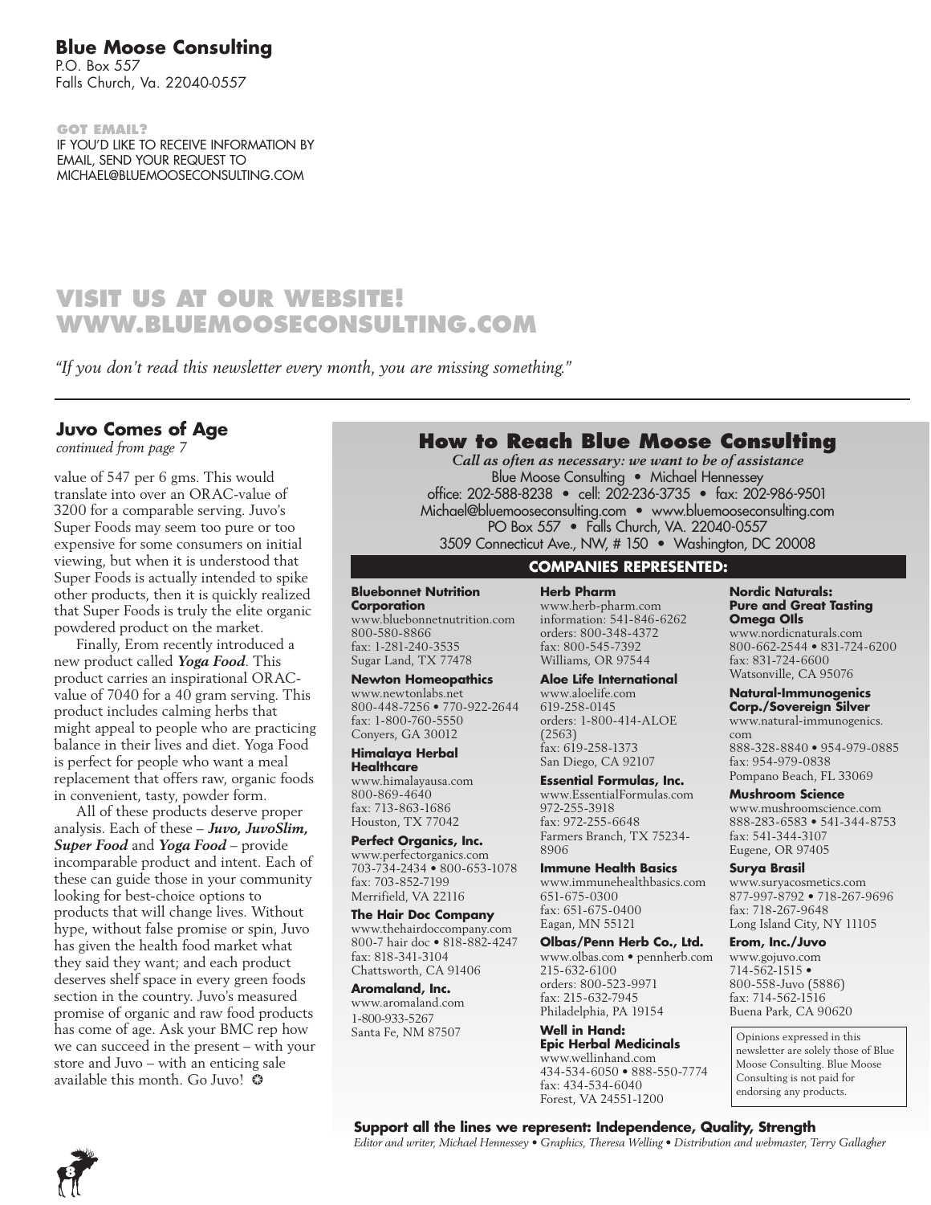**Blue Moose Consulting**
P.O. Box 557
Falls Church, Va. 22040-0557

**GOT EMAIL?**
IF YOU'D LIKE TO RECEIVE INFORMATION BY EMAIL, SEND YOUR REQUEST TO MICHAEL@BLUEMOOSECONSULTING.COM

## VISIT US AT OUR WEBSITE! WWW.BLUEMOOSECONSULTING.COM

*"If you don't read this newsletter every month, you are missing something."*

---

## Juvo Comes of Age

*continued from page 7*

value of 547 per 6 gms. This would translate into over an ORAC-value of 3200 for a comparable serving. Juvo's Super Foods may seem too pure or too expensive for some consumers on initial viewing, but when it is understood that Super Foods is actually intended to spike other products, then it is quickly realized that Super Foods is truly the elite organic powdered product on the market.

Finally, Erom recently introduced a new product called ***Yoga Food***. This product carries an inspirational ORAC-value of 7040 for a 40 gram serving. This product includes calming herbs that might appeal to people who are practicing balance in their lives and diet. Yoga Food is perfect for people who want a meal replacement that offers raw, organic foods in convenient, tasty, powder form.

All of these products deserve proper analysis. Each of these – ***Juvo, JuvoSlim, Super Food*** and ***Yoga Food*** – provide incomparable product and intent. Each of these can guide those in your community looking for best-choice options to products that will change lives. Without hype, without false promise or spin, Juvo has given the health food market what they said they want; and each product deserves shelf space in every green foods section in the country. Juvo's measured promise of organic and raw food products has come of age. Ask your BMC rep how we can succeed in the present – with your store and Juvo – with an enticing sale available this month. Go Juvo! ✪

## How to Reach Blue Moose Consulting

***Call as often as necessary: we want to be of assistance***
Blue Moose Consulting • Michael Hennessey
office: 202-588-8238 • cell: 202-236-3735 • fax: 202-986-9501
Michael@bluemooseconsulting.com • www.bluemooseconsulting.com
PO Box 557 • Falls Church, VA. 22040-0557
3509 Connecticut Ave., NW, # 150 • Washington, DC 20008

### COMPANIES REPRESENTED:

**Bluebonnet Nutrition Corporation**
www.bluebonnetnutrition.com
800-580-8866
fax: 1-281-240-3535
Sugar Land, TX 77478

**Newton Homeopathics**
www.newtonlabs.net
800-448-7256 • 770-922-2644
fax: 1-800-760-5550
Conyers, GA 30012

**Himalaya Herbal Healthcare**
www.himalayausa.com
800-869-4640
fax: 713-863-1686
Houston, TX 77042

**Perfect Organics, Inc.**
www.perfectorganics.com
703-734-2434 • 800-653-1078
fax: 703-852-7199
Merrifield, VA 22116

**The Hair Doc Company**
www.thehairdoccompany.com
800-7 hair doc • 818-882-4247
fax: 818-341-3104
Chattsworth, CA 91406

**Aromaland, Inc.**
www.aromaland.com
1-800-933-5267
Santa Fe, NM 87507

**Herb Pharm**
www.herb-pharm.com
information: 541-846-6262
orders: 800-348-4372
fax: 800-545-7392
Williams, OR 97544

**Aloe Life International**
www.aloelife.com
619-258-0145
orders: 1-800-414-ALOE (2563)
fax: 619-258-1373
San Diego, CA 92107

**Essential Formulas, Inc.**
www.EssentialFormulas.com
972-255-3918
fax: 972-255-6648
Farmers Branch, TX 75234-8906

**Immune Health Basics**
www.immunehealthbasics.com
651-675-0300
fax: 651-675-0400
Eagan, MN 55121

**Olbas/Penn Herb Co., Ltd.**
www.olbas.com • pennherb.com
215-632-6100
orders: 800-523-9971
fax: 215-632-7945
Philadelphia, PA 19154

**Well in Hand: Epic Herbal Medicinals**
www.wellinhand.com
434-534-6050 • 888-550-7774
fax: 434-534-6040
Forest, VA 24551-1200

**Nordic Naturals: Pure and Great Tasting Omega OIls**
www.nordicnaturals.com
800-662-2544 • 831-724-6200
fax: 831-724-6600
Watsonville, CA 95076

**Natural-Immunogenics Corp./Sovereign Silver**
www.natural-immunogenics.com
888-328-8840 • 954-979-0885
fax: 954-979-0838
Pompano Beach, FL 33069

**Mushroom Science**
www.mushroomscience.com
888-283-6583 • 541-344-8753
fax: 541-344-3107
Eugene, OR 97405

**Surya Brasil**
www.suryacosmetics.com
877-997-8792 • 718-267-9696
fax: 718-267-9648
Long Island City, NY 11105

**Erom, Inc./Juvo**
www.gojuvo.com
714-562-1515 •
800-558-Juvo (5886)
fax: 714-562-1516
Buena Park, CA 90620

Opinions expressed in this newsletter are solely those of Blue Moose Consulting. Blue Moose Consulting is not paid for endorsing any products.

**Support all the lines we represent: Independence, Quality, Strength**

*Editor and writer, Michael Hennessey • Graphics, Theresa Welling • Distribution and webmaster, Terry Gallagher*